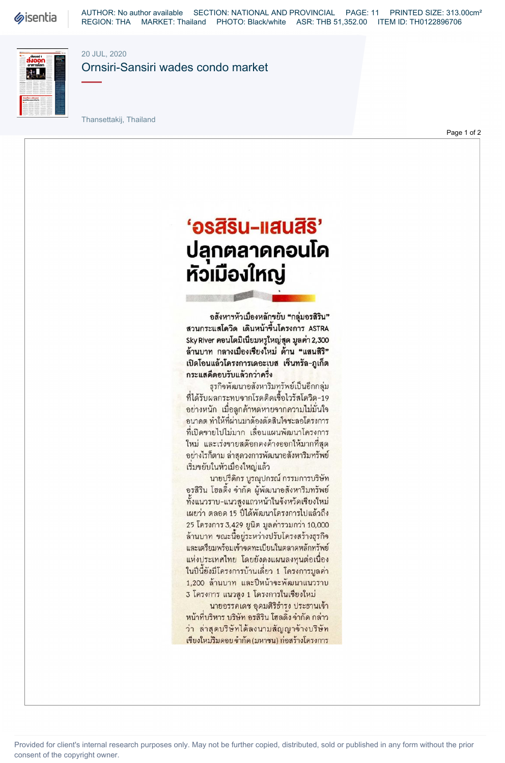20 JUL, 2020

# Ornsiri-Sansiri wades condo market

Thansettakij, Thailand

# 'อรสิริน-แสนสิริ' ปลุกตลาดคอนโดหัวเมืองใหญ่

**อสังหาฯหัวเมืองหลักขยับ "กลุ่มอรสิริน" สวนกระแสโควิด เดินหน้าขึ้นโครงการ ASTRA Sky River คอนโดมิเนียมหรูใหญ่สุด มูลค่า 2,300 ล้านบาท กลางเมืองเชียงใหม่ ด้าน "แสนสิริ" เปิดโอนแล้วโครงการเดอะเบส เซ็นทรัล-ภูเก็ต กระแสดีตอบรับแล้วกว่าครึ่ง**

ธุรกิจพัฒนาอสังหาริมทรัพย์เป็นอีกกลุ่มที่ได้รับผลกระทบจากโรคติดเชื้อไวรัสโควิด-19 อย่างหนัก เมื่อลูกค้าหดหายจากความไม่มั่นใจอนาคต ทำให้ที่ผ่านมาต้องตัดสินใจชะลอโครงการที่เปิดขายไปไม่มาก เลื่อนแผนพัฒนาโครงการใหม่ และเร่งขายสต๊อกคงค้างออกให้มากที่สุด อย่างไรก็ตาม ล่าสุดวงการพัฒนาอสังหาริมทรัพย์เริ่มขยับในหัวเมืองใหญ่แล้ว

นายปรีดิกร บูรณุปกรณ์ กรรมการบริษัท อรสิริน โฮลดิ้ง จำกัด ผู้พัฒนาอสังหาริมทรัพย์ทั้งแนวราบ-แนวสูงแถวหน้าในจังหวัดเชียงใหม่ เผยว่า ตลอด 15 ปีได้พัฒนาโครงการไปแล้วถึง 25 โครงการ 3,429 ยูนิต มูลค่ารวมกว่า 10,000 ล้านบาท ขณะนี้อยู่ระหว่างปรับโครงสร้างธุรกิจและเตรียมพร้อมเข้าจดทะเบียนในตลาดหลักทรัพย์แห่งประเทศไทย โดยยังคงแผนลงทุนต่อเนื่องในปีนี้ยังมีโครงการบ้านเดี่ยว 1 โครงการมูลค่า 1,200 ล้านบาท และปีหน้าจะพัฒนาแนวราบ 3 โครงการ แนวสูง 1 โครงการในเชียงใหม่

นายอรรถเดช อุดมศิริธำรง ประธานเจ้าหน้าที่บริหาร บริษัท อรสิริน โฮลดิ้ง จำกัด กล่าวว่า ล่าสุดบริษัทได้ลงนามสัญญาจ้างบริษัท เชียงใหม่ริมดอย จำกัด (มหาชน) ก่อสร้างโครงการ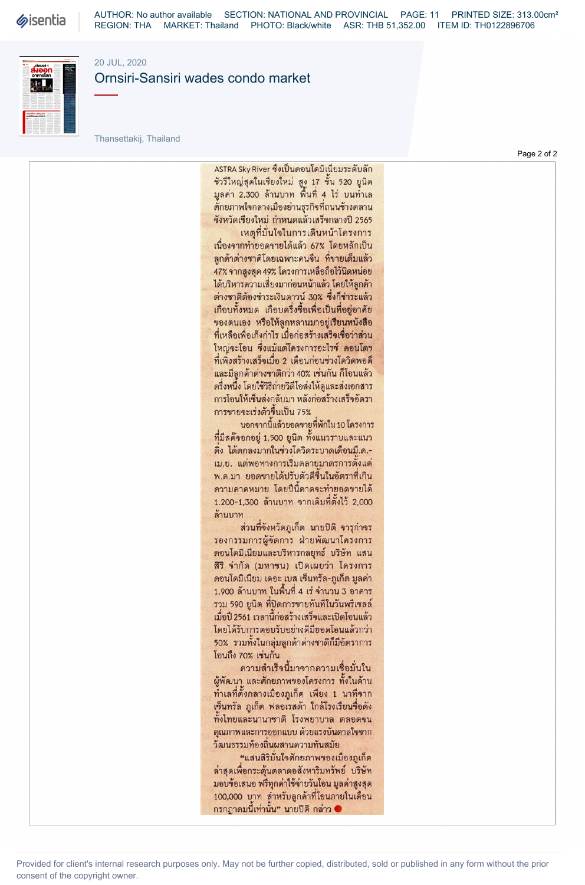20 JUL, 2020

# Ornsiri-Sansiri wades condo market

Thansettakij, Thailand

ASTRA Sky River ซึ่งเป็นคอนโดมิเนียมระดับลักชัวรีใหญ่สุดในเชียงใหม่ สูง 17 ชั้น 520 ยูนิต มูลค่า 2,300 ล้านบาท พื้นที่ 4 ไร่ บนทำเลศักยภาพใจกลางเมืองย่านธุรกิจที่ถนนช้างคลาน จังหวัดเชียงใหม่ กำหนดแล้วเสร็จกลางปี 2565

เหตุที่มั่นใจในการเดินหน้าโครงการเนื่องจากทำยอดขายได้แล้ว 67% โดยหลักเป็นลูกค้าต่างชาติโดยเฉพาะคนจีน ที่ขายเต็มแล้ว 47% จากสูงสุด 49% โครงการเหลือถือไว้นิดหน่อย ได้บริหารความเสี่ยงมาก่อนหน้าแล้ว โดยให้ลูกค้าต่างชาติต้องชำระเงินดาวน์ 30% ซึ่งก็ชำระแล้วเกือบทั้งหมด เกือบครึ่งซื้อเพื่อเป็นที่อยู่อาศัยของตนเอง หรือให้ลูกหลานมาอยู่เรียนหนังสือที่เหลือเพื่อเก็งกำไร เมื่อก่อสร้างเสร็จเชื่อว่าส่วนใหญ่จะโอน ซึ่งแม้แต่โครงการอะไรซ์ คอนโดฯ ที่เพิ่งสร้างเสร็จเมื่อ 2 เดือนก่อนช่วงโควิดพอดี และมีลูกค้าต่างชาติกว่า 40% เช่นกัน ก็โอนแล้วครึ่งหนึ่ง โดยใช้วิธีถ่ายวิดีโอส่งให้ดูและส่งเอกสารการโอนให้เซ็นส่งกลับมา หลังก่อสร้างเสร็จอัตราการขายจะเร่งตัวขึ้นเป็น 75%

นอกจากนี้แล้วยอดขายที่พักใน 10 โครงการที่มีสต๊อกอยู่ 1,500 ยูนิต ทั้งแนวราบและแนวดิ่ง ได้ตกลงมากในช่วงโควิดระบาดเดือนมี.ค.-เม.ย. แต่พอทางการเริ่มคลายมาตรการตั้งแต่ พ.ค.มา ยอดขายได้ปรับตัวดีขึ้นในอัตราที่เกินความคาดหมาย โดยปีนี้คาดจะทำยอดขายได้ 1,200-1,300 ล้านบาท จากเดิมที่ตั้งไว้ 2,000 ล้านบาท

ส่วนที่จังหวัดภูเก็ต นายปิติ จารุกำจร รองกรรมการผู้จัดการ ฝ่ายพัฒนาโครงการคอนโดมิเนียมและบริหารกลยุทธ์ บริษัท แสนสิริ จำกัด (มหาชน) เปิดเผยว่า โครงการคอนโดมิเนียม เดอะ เบส เซ็นทรัล-ภูเก็ต มูลค่า 1,900 ล้านบาท ในพื้นที่ 4 ไร่ จำนวน 3 อาคาร รวม 590 ยูนิต ที่ปิดการขายทันทีในวันพรีเซลล์เมื่อปี 2561 เวลานี้ก่อสร้างเสร็จและเปิดโอนแล้ว โดยได้รับการตอบรับอย่างดีมียอดโอนแล้วกว่า 50% รวมทั้งในกลุ่มลูกค้าต่างชาติก็มีอัตราการโอนถึง 70% เช่นกัน

ความสำเร็จนี้มาจากความเชื่อมั่นในผู้พัฒนา และศักยภาพของโครงการ ทั้งในด้านทำเลที่ตั้งกลางเมืองภูเก็ต เพียง 1 นาทีจากเซ็นทรัล ภูเก็ต ฟลอเรสต้า ใกล้โรงเรียนชื่อดังทั้งไทยและนานาชาติ โรงพยาบาล ตลอดจนคุณภาพและการออกแบบ ด้วยแรงบันดาลใจจากวัฒนธรรมท้องถิ่นผสานความทันสมัย

"แสนสิริมั่นใจศักยภาพของเมืองภูเก็ต ล่าสุดเพื่อกระตุ้นตลาดอสังหาริมทรัพย์ บริษัทมอบข้อเสนอ ฟรีทุกค่าใช้จ่ายวันโอน มูลค่าสูงสุด 100,000 บาท สำหรับลูกค้าที่โอนภายในเดือนกรกฎาคมนี้เท่านั้น" นายปิติ กล่าว ●

Provided for client's internal research purposes only. May not be further copied, distributed, sold or published in any form without the prior consent of the copyright owner.